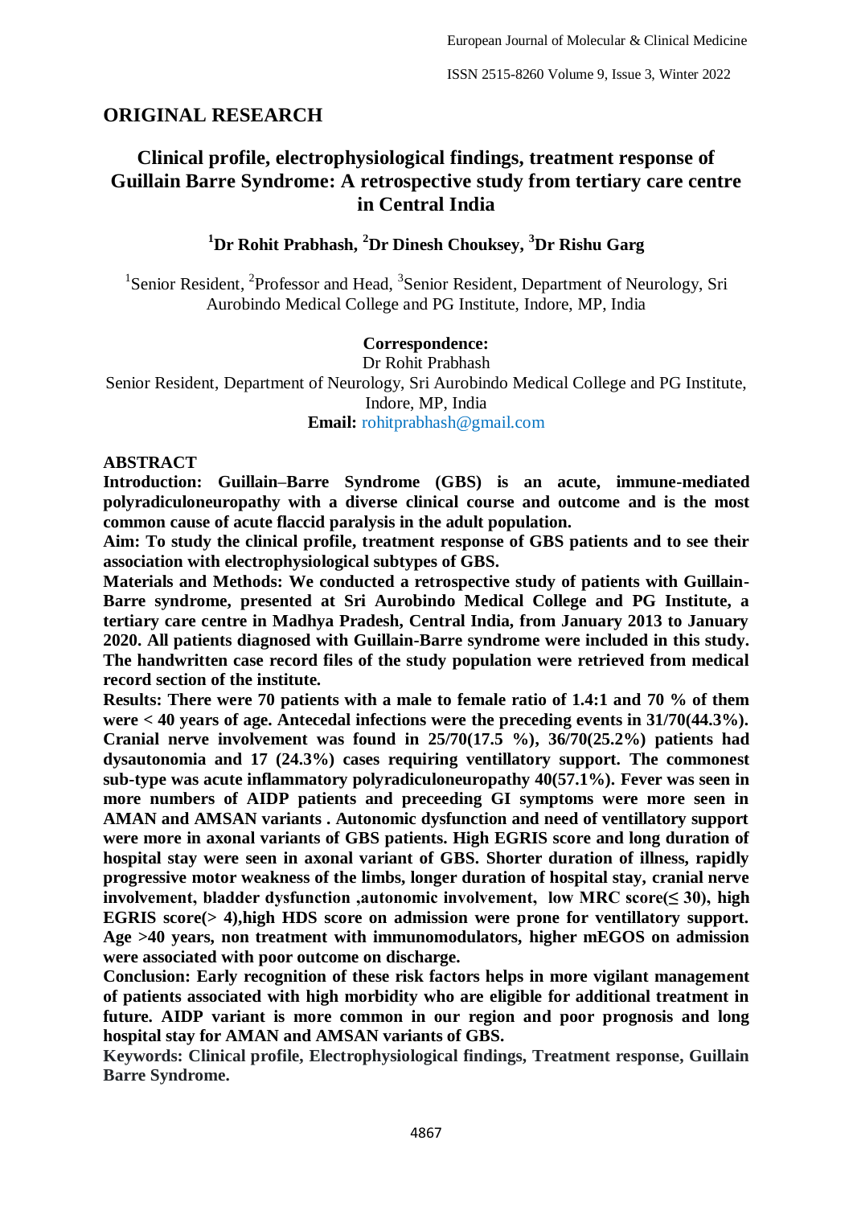## ORIGINAL RESEARCH

# Clinical profile, electrophysiological findings, treatment response of Guillain Barre Syndrome: A retrospective study from tertiary care centre in Central India

**[1]Dr Rohit Prabhash, [2]Dr Dinesh Chouksey, [3]Dr Rishu Garg**

[1]Senior Resident, [2]Professor and Head, [3]Senior Resident, Department of Neurology, Sri Aurobindo Medical College and PG Institute, Indore, MP, India

**Correspondence:**
Dr Rohit Prabhash
Senior Resident, Department of Neurology, Sri Aurobindo Medical College and PG Institute, Indore, MP, India
**Email:** rohitprabhash@gmail.com

## ABSTRACT

**Introduction: Guillain–Barre Syndrome (GBS) is an acute, immune-mediated polyradiculoneuropathy with a diverse clinical course and outcome and is the most common cause of acute flaccid paralysis in the adult population.**

**Aim: To study the clinical profile, treatment response of GBS patients and to see their association with electrophysiological subtypes of GBS.**

**Materials and Methods: We conducted a retrospective study of patients with Guillain-Barre syndrome, presented at Sri Aurobindo Medical College and PG Institute, a tertiary care centre in Madhya Pradesh, Central India, from January 2013 to January 2020. All patients diagnosed with Guillain-Barre syndrome were included in this study. The handwritten case record files of the study population were retrieved from medical record section of the institute.**

**Results: There were 70 patients with a male to female ratio of 1.4:1 and 70 % of them were < 40 years of age. Antecedal infections were the preceding events in 31/70(44.3%). Cranial nerve involvement was found in 25/70(17.5 %), 36/70(25.2%) patients had dysautonomia and 17 (24.3%) cases requiring ventillatory support. The commonest sub-type was acute inflammatory polyradiculoneuropathy 40(57.1%). Fever was seen in more numbers of AIDP patients and preceeding GI symptoms were more seen in AMAN and AMSAN variants . Autonomic dysfunction and need of ventillatory support were more in axonal variants of GBS patients. High EGRIS score and long duration of hospital stay were seen in axonal variant of GBS. Shorter duration of illness, rapidly progressive motor weakness of the limbs, longer duration of hospital stay, cranial nerve involvement, bladder dysfunction ,autonomic involvement, low MRC score(≤ 30), high EGRIS score(> 4),high HDS score on admission were prone for ventillatory support. Age >40 years, non treatment with immunomodulators, higher mEGOS on admission were associated with poor outcome on discharge.**

**Conclusion: Early recognition of these risk factors helps in more vigilant management of patients associated with high morbidity who are eligible for additional treatment in future. AIDP variant is more common in our region and poor prognosis and long hospital stay for AMAN and AMSAN variants of GBS.**

**Keywords: Clinical profile, Electrophysiological findings, Treatment response, Guillain Barre Syndrome.**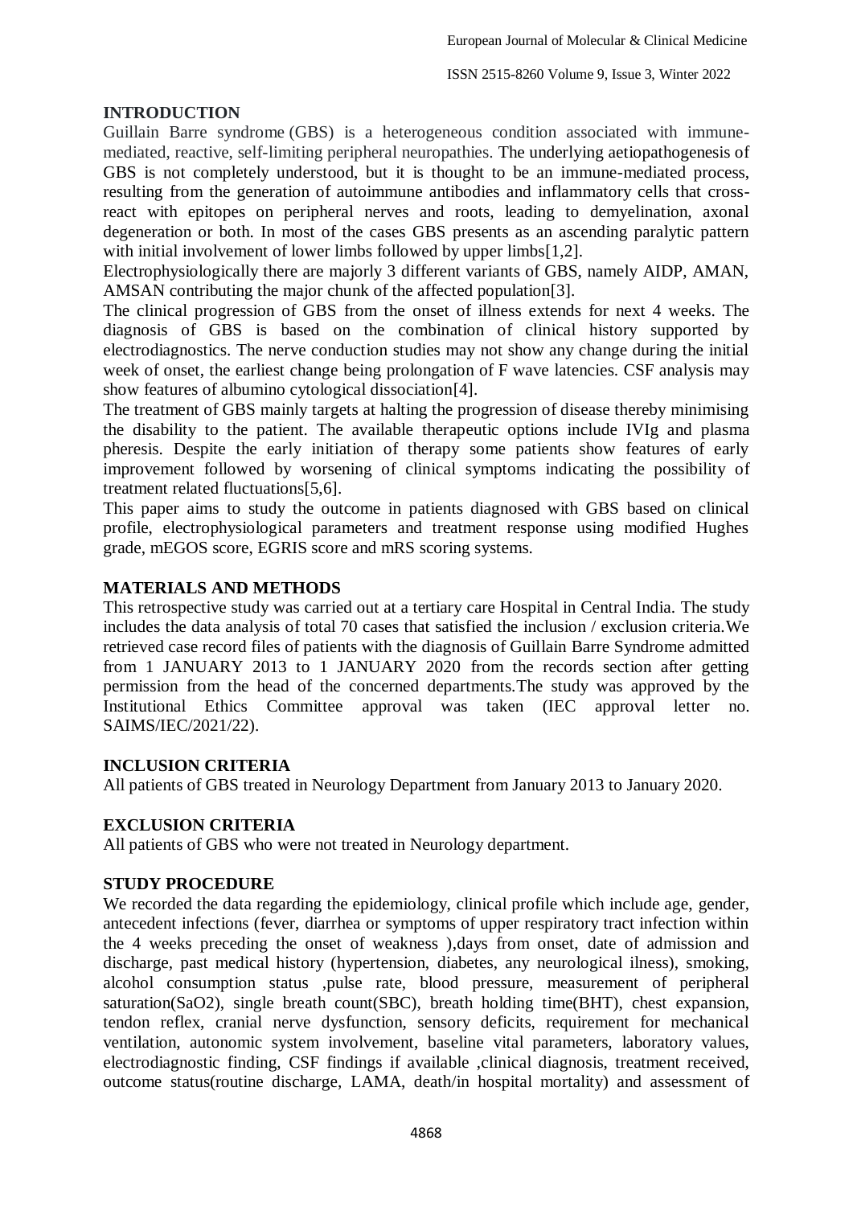## INTRODUCTION

Guillain Barre syndrome (GBS) is a heterogeneous condition associated with immune-mediated, reactive, self-limiting peripheral neuropathies. The underlying aetiopathogenesis of GBS is not completely understood, but it is thought to be an immune-mediated process, resulting from the generation of autoimmune antibodies and inflammatory cells that cross-react with epitopes on peripheral nerves and roots, leading to demyelination, axonal degeneration or both. In most of the cases GBS presents as an ascending paralytic pattern with initial involvement of lower limbs followed by upper limbs[1,2].

Electrophysiologically there are majorly 3 different variants of GBS, namely AIDP, AMAN, AMSAN contributing the major chunk of the affected population[3].

The clinical progression of GBS from the onset of illness extends for next 4 weeks. The diagnosis of GBS is based on the combination of clinical history supported by electrodiagnostics. The nerve conduction studies may not show any change during the initial week of onset, the earliest change being prolongation of F wave latencies. CSF analysis may show features of albumino cytological dissociation[4].

The treatment of GBS mainly targets at halting the progression of disease thereby minimising the disability to the patient. The available therapeutic options include IVIg and plasma pheresis. Despite the early initiation of therapy some patients show features of early improvement followed by worsening of clinical symptoms indicating the possibility of treatment related fluctuations[5,6].

This paper aims to study the outcome in patients diagnosed with GBS based on clinical profile, electrophysiological parameters and treatment response using modified Hughes grade, mEGOS score, EGRIS score and mRS scoring systems.

## MATERIALS AND METHODS

This retrospective study was carried out at a tertiary care Hospital in Central India. The study includes the data analysis of total 70 cases that satisfied the inclusion / exclusion criteria.We retrieved case record files of patients with the diagnosis of Guillain Barre Syndrome admitted from 1 JANUARY 2013 to 1 JANUARY 2020 from the records section after getting permission from the head of the concerned departments.The study was approved by the Institutional Ethics Committee approval was taken (IEC approval letter no. SAIMS/IEC/2021/22).

## INCLUSION CRITERIA

All patients of GBS treated in Neurology Department from January 2013 to January 2020.

## EXCLUSION CRITERIA

All patients of GBS who were not treated in Neurology department.

## STUDY PROCEDURE

We recorded the data regarding the epidemiology, clinical profile which include age, gender, antecedent infections (fever, diarrhea or symptoms of upper respiratory tract infection within the 4 weeks preceding the onset of weakness ),days from onset, date of admission and discharge, past medical history (hypertension, diabetes, any neurological ilness), smoking, alcohol consumption status ,pulse rate, blood pressure, measurement of peripheral saturation(SaO2), single breath count(SBC), breath holding time(BHT), chest expansion, tendon reflex, cranial nerve dysfunction, sensory deficits, requirement for mechanical ventilation, autonomic system involvement, baseline vital parameters, laboratory values, electrodiagnostic finding, CSF findings if available ,clinical diagnosis, treatment received, outcome status(routine discharge, LAMA, death/in hospital mortality) and assessment of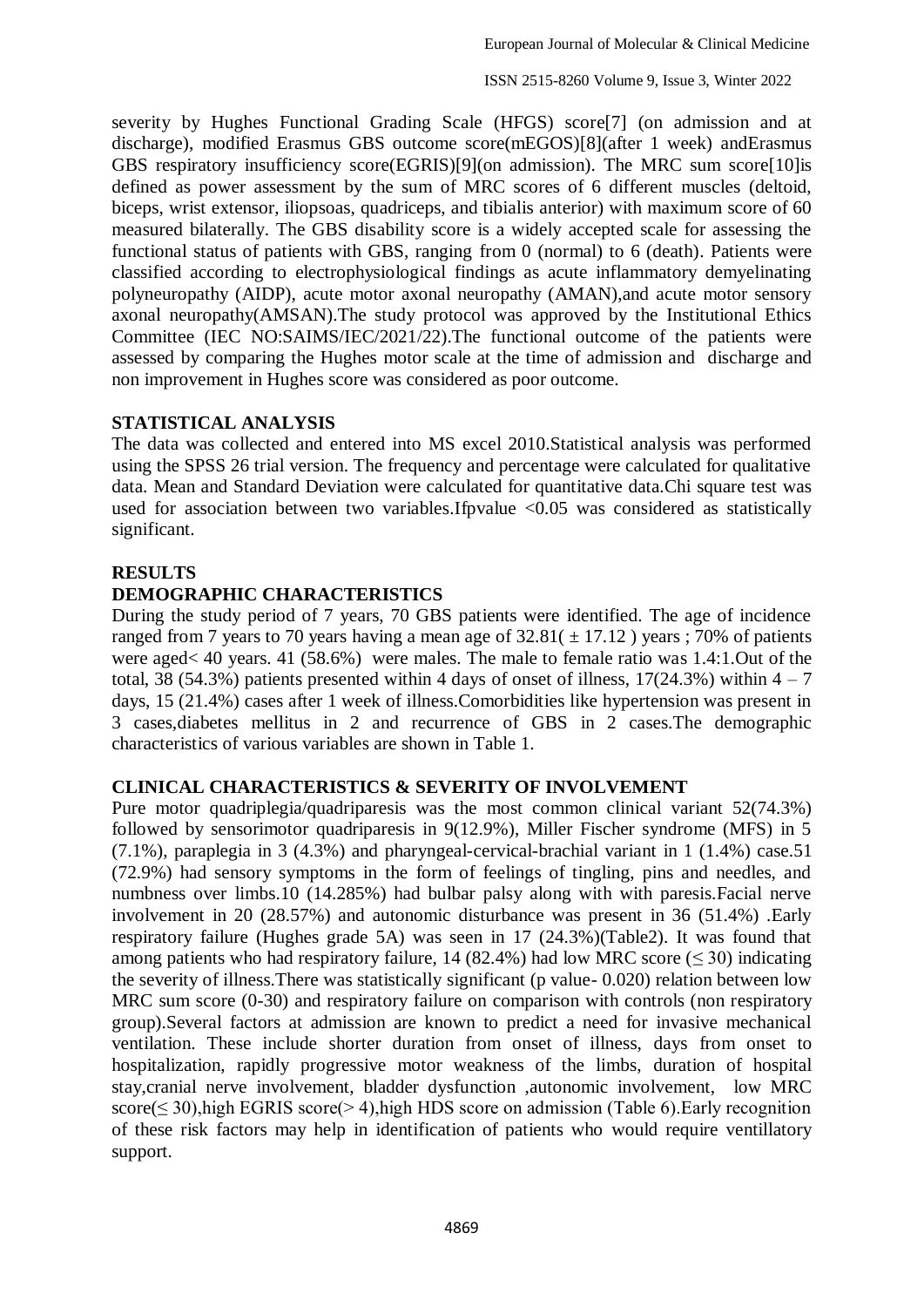severity by Hughes Functional Grading Scale (HFGS) score[7] (on admission and at discharge), modified Erasmus GBS outcome score(mEGOS)[8](after 1 week) andErasmus GBS respiratory insufficiency score(EGRIS)[9](on admission). The MRC sum score[10]is defined as power assessment by the sum of MRC scores of 6 different muscles (deltoid, biceps, wrist extensor, iliopsoas, quadriceps, and tibialis anterior) with maximum score of 60 measured bilaterally. The GBS disability score is a widely accepted scale for assessing the functional status of patients with GBS, ranging from 0 (normal) to 6 (death). Patients were classified according to electrophysiological findings as acute inflammatory demyelinating polyneuropathy (AIDP), acute motor axonal neuropathy (AMAN),and acute motor sensory axonal neuropathy(AMSAN).The study protocol was approved by the Institutional Ethics Committee (IEC NO:SAIMS/IEC/2021/22).The functional outcome of the patients were assessed by comparing the Hughes motor scale at the time of admission and discharge and non improvement in Hughes score was considered as poor outcome.

## STATISTICAL ANALYSIS

The data was collected and entered into MS excel 2010.Statistical analysis was performed using the SPSS 26 trial version. The frequency and percentage were calculated for qualitative data. Mean and Standard Deviation were calculated for quantitative data.Chi square test was used for association between two variables.Ifpvalue <0.05 was considered as statistically significant.

## RESULTS

### DEMOGRAPHIC CHARACTERISTICS

During the study period of 7 years, 70 GBS patients were identified. The age of incidence ranged from 7 years to 70 years having a mean age of 32.81( $\pm$ 17.12 ) years ; 70% of patients were aged< 40 years. 41 (58.6%) were males. The male to female ratio was 1.4:1.Out of the total, 38 (54.3%) patients presented within 4 days of onset of illness, 17(24.3%) within 4 – 7 days, 15 (21.4%) cases after 1 week of illness.Comorbidities like hypertension was present in 3 cases,diabetes mellitus in 2 and recurrence of GBS in 2 cases.The demographic characteristics of various variables are shown in Table 1.

### CLINICAL CHARACTERISTICS & SEVERITY OF INVOLVEMENT

Pure motor quadriplegia/quadriparesis was the most common clinical variant 52(74.3%) followed by sensorimotor quadriparesis in 9(12.9%), Miller Fischer syndrome (MFS) in 5 (7.1%), paraplegia in 3 (4.3%) and pharyngeal-cervical-brachial variant in 1 (1.4%) case.51 (72.9%) had sensory symptoms in the form of feelings of tingling, pins and needles, and numbness over limbs.10 (14.285%) had bulbar palsy along with with paresis.Facial nerve involvement in 20 (28.57%) and autonomic disturbance was present in 36 (51.4%) .Early respiratory failure (Hughes grade 5A) was seen in 17 (24.3%)(Table2). It was found that among patients who had respiratory failure, 14 (82.4%) had low MRC score ($\leq$ 30) indicating the severity of illness.There was statistically significant (p value- 0.020) relation between low MRC sum score (0-30) and respiratory failure on comparison with controls (non respiratory group).Several factors at admission are known to predict a need for invasive mechanical ventilation. These include shorter duration from onset of illness, days from onset to hospitalization, rapidly progressive motor weakness of the limbs, duration of hospital stay,cranial nerve involvement, bladder dysfunction ,autonomic involvement, low MRC score($\leq$ 30),high EGRIS score(> 4),high HDS score on admission (Table 6).Early recognition of these risk factors may help in identification of patients who would require ventillatory support.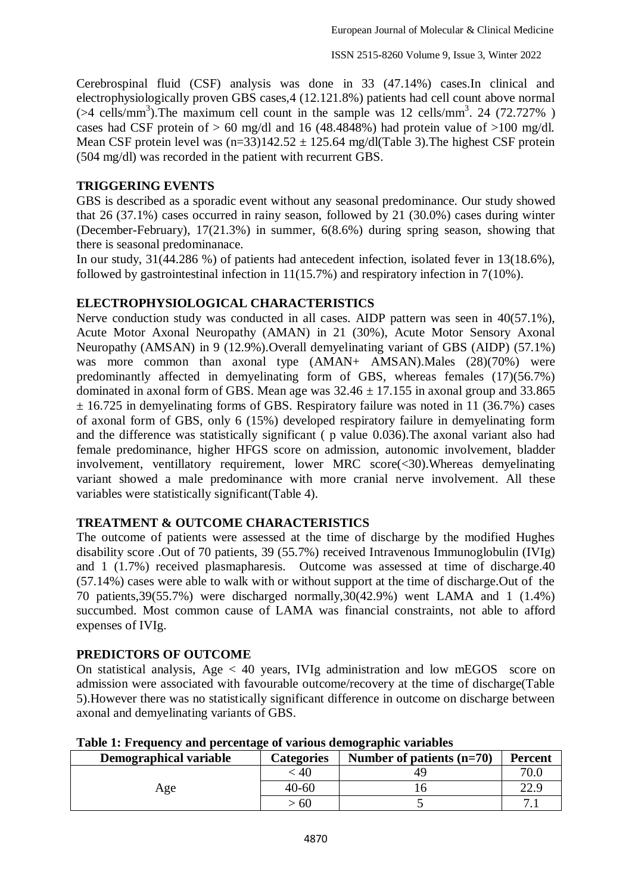Cerebrospinal fluid (CSF) analysis was done in 33 (47.14%) cases.In clinical and electrophysiologically proven GBS cases,4 (12.121.8%) patients had cell count above normal (>4 cells/mm$^3$).The maximum cell count in the sample was 12 cells/mm$^3$. 24 (72.727% ) cases had CSF protein of > 60 mg/dl and 16 (48.4848%) had protein value of >100 mg/dl. Mean CSF protein level was (n=33)142.52 ± 125.64 mg/dl(Table 3).The highest CSF protein (504 mg/dl) was recorded in the patient with recurrent GBS.

## TRIGGERING EVENTS

GBS is described as a sporadic event without any seasonal predominance. Our study showed that 26 (37.1%) cases occurred in rainy season, followed by 21 (30.0%) cases during winter (December-February), 17(21.3%) in summer, 6(8.6%) during spring season, showing that there is seasonal predominanace.

In our study, 31(44.286 %) of patients had antecedent infection, isolated fever in 13(18.6%), followed by gastrointestinal infection in 11(15.7%) and respiratory infection in 7(10%).

## ELECTROPHYSIOLOGICAL CHARACTERISTICS

Nerve conduction study was conducted in all cases. AIDP pattern was seen in 40(57.1%), Acute Motor Axonal Neuropathy (AMAN) in 21 (30%), Acute Motor Sensory Axonal Neuropathy (AMSAN) in 9 (12.9%).Overall demyelinating variant of GBS (AIDP) (57.1%) was more common than axonal type (AMAN+ AMSAN).Males (28)(70%) were predominantly affected in demyelinating form of GBS, whereas females (17)(56.7%) dominated in axonal form of GBS. Mean age was 32.46 ± 17.155 in axonal group and 33.865 ± 16.725 in demyelinating forms of GBS. Respiratory failure was noted in 11 (36.7%) cases of axonal form of GBS, only 6 (15%) developed respiratory failure in demyelinating form and the difference was statistically significant ( p value 0.036).The axonal variant also had female predominance, higher HFGS score on admission, autonomic involvement, bladder involvement, ventillatory requirement, lower MRC score(<30).Whereas demyelinating variant showed a male predominance with more cranial nerve involvement. All these variables were statistically significant(Table 4).

## TREATMENT & OUTCOME CHARACTERISTICS

The outcome of patients were assessed at the time of discharge by the modified Hughes disability score .Out of 70 patients, 39 (55.7%) received Intravenous Immunoglobulin (IVIg) and 1 (1.7%) received plasmapharesis. Outcome was assessed at time of discharge.40 (57.14%) cases were able to walk with or without support at the time of discharge.Out of the 70 patients,39(55.7%) were discharged normally,30(42.9%) went LAMA and 1 (1.4%) succumbed. Most common cause of LAMA was financial constraints, not able to afford expenses of IVIg.

## PREDICTORS OF OUTCOME

On statistical analysis, Age < 40 years, IVIg administration and low mEGOS score on admission were associated with favourable outcome/recovery at the time of discharge(Table 5).However there was no statistically significant difference in outcome on discharge between axonal and demyelinating variants of GBS.

**Table 1: Frequency and percentage of various demographic variables**

| Demographical variable | Categories | Number of patients (n=70) | Percent |
|---|---|---|---|
| Age | < 40 | 49 | 70.0 |
| | 40-60 | 16 | 22.9 |
| | > 60 | 5 | 7.1 |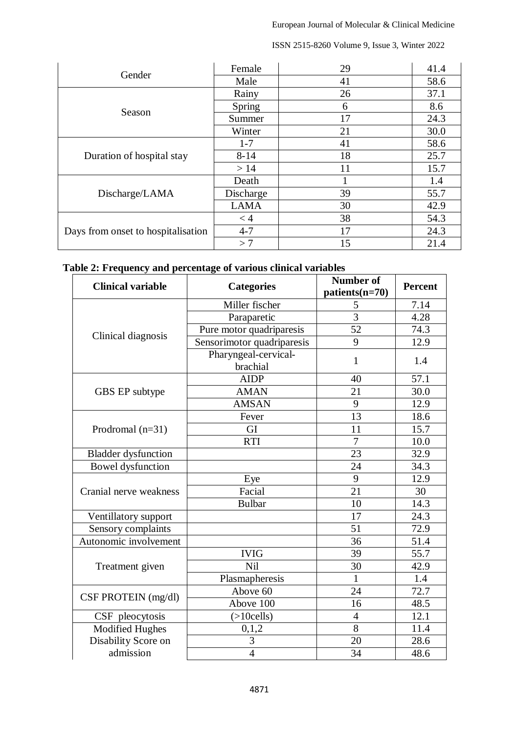| | | | |
|---|---|---|---|
| Gender | Female | 29 | 41.4 |
| | Male | 41 | 58.6 |
| Season | Rainy | 26 | 37.1 |
| | Spring | 6 | 8.6 |
| | Summer | 17 | 24.3 |
| | Winter | 21 | 30.0 |
| Duration of hospital stay | 1-7 | 41 | 58.6 |
| | 8-14 | 18 | 25.7 |
| | > 14 | 11 | 15.7 |
| Discharge/LAMA | Death | 1 | 1.4 |
| | Discharge | 39 | 55.7 |
| | LAMA | 30 | 42.9 |
| Days from onset to hospitalisation | < 4 | 38 | 54.3 |
| | 4-7 | 17 | 24.3 |
| | > 7 | 15 | 21.4 |

**Table 2: Frequency and percentage of various clinical variables**

| Clinical variable | Categories | Number of patients(n=70) | Percent |
|---|---|---|---|
| Clinical diagnosis | Miller fischer | 5 | 7.14 |
| | Paraparetic | 3 | 4.28 |
| | Pure motor quadriparesis | 52 | 74.3 |
| | Sensorimotor quadriparesis | 9 | 12.9 |
| | Pharyngeal-cervical-brachial | 1 | 1.4 |
| GBS EP subtype | AIDP | 40 | 57.1 |
| | AMAN | 21 | 30.0 |
| | AMSAN | 9 | 12.9 |
| Prodromal (n=31) | Fever | 13 | 18.6 |
| | GI | 11 | 15.7 |
| | RTI | 7 | 10.0 |
| Bladder dysfunction | | 23 | 32.9 |
| Bowel dysfunction | | 24 | 34.3 |
| Cranial nerve weakness | Eye | 9 | 12.9 |
| | Facial | 21 | 30 |
| | Bulbar | 10 | 14.3 |
| Ventillatory support | | 17 | 24.3 |
| Sensory complaints | | 51 | 72.9 |
| Autonomic involvement | | 36 | 51.4 |
| Treatment given | IVIG | 39 | 55.7 |
| | Nil | 30 | 42.9 |
| | Plasmapheresis | 1 | 1.4 |
| CSF PROTEIN (mg/dl) | Above 60 | 24 | 72.7 |
| | Above 100 | 16 | 48.5 |
| CSF pleocytosis | (>10cells) | 4 | 12.1 |
| Modified Hughes Disability Score on admission | 0,1,2 | 8 | 11.4 |
| | 3 | 20 | 28.6 |
| | 4 | 34 | 48.6 |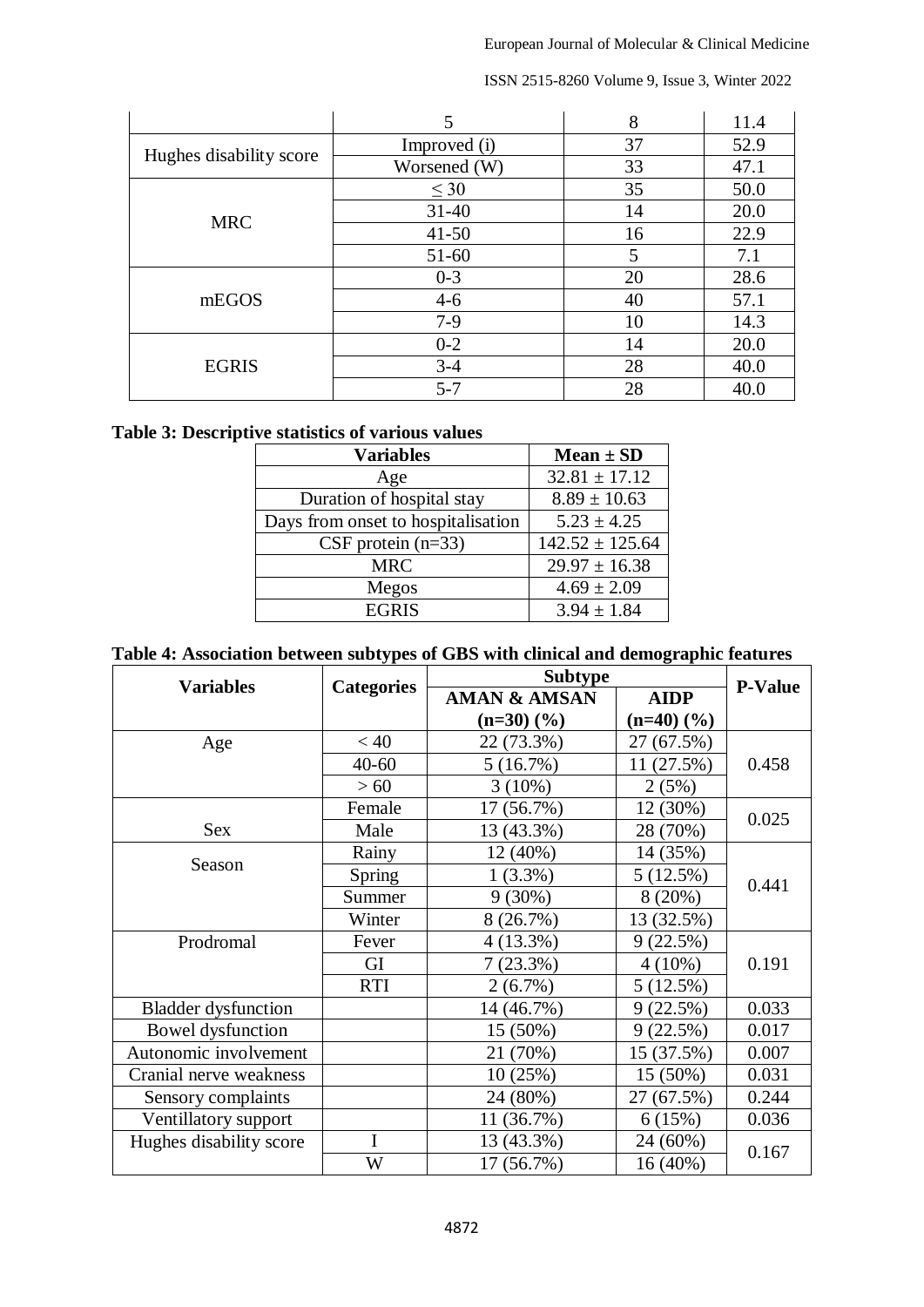| | 5 | 8 | 11.4 |
|---|---|---|---|
| Hughes disability score | Improved (i) | 37 | 52.9 |
| | Worsened (W) | 33 | 47.1 |
| MRC | ≤ 30 | 35 | 50.0 |
| | 31-40 | 14 | 20.0 |
| | 41-50 | 16 | 22.9 |
| | 51-60 | 5 | 7.1 |
| mEGOS | 0-3 | 20 | 28.6 |
| | 4-6 | 40 | 57.1 |
| | 7-9 | 10 | 14.3 |
| EGRIS | 0-2 | 14 | 20.0 |
| | 3-4 | 28 | 40.0 |
| | 5-7 | 28 | 40.0 |

**Table 3: Descriptive statistics of various values**

| Variables | Mean ± SD |
|---|---|
| Age | 32.81 ± 17.12 |
| Duration of hospital stay | 8.89 ± 10.63 |
| Days from onset to hospitalisation | 5.23 ± 4.25 |
| CSF protein (n=33) | 142.52 ± 125.64 |
| MRC | 29.97 ± 16.38 |
| Megos | 4.69 ± 2.09 |
| EGRIS | 3.94 ± 1.84 |

**Table 4: Association between subtypes of GBS with clinical and demographic features**

| Variables | Categories | Subtype | | P-Value |
|---|---|---|---|---|
| | | **AMAN & AMSAN (n=30) (%)** | **AIDP (n=40) (%)** | |
| Age | < 40 | 22 (73.3%) | 27 (67.5%) | 0.458 |
| | 40-60 | 5 (16.7%) | 11 (27.5%) | |
| | > 60 | 3 (10%) | 2 (5%) | |
| Sex | Female | 17 (56.7%) | 12 (30%) | 0.025 |
| | Male | 13 (43.3%) | 28 (70%) | |
| Season | Rainy | 12 (40%) | 14 (35%) | 0.441 |
| | Spring | 1 (3.3%) | 5 (12.5%) | |
| | Summer | 9 (30%) | 8 (20%) | |
| | Winter | 8 (26.7%) | 13 (32.5%) | |
| Prodromal | Fever | 4 (13.3%) | 9 (22.5%) | 0.191 |
| | GI | 7 (23.3%) | 4 (10%) | |
| | RTI | 2 (6.7%) | 5 (12.5%) | |
| Bladder dysfunction | | 14 (46.7%) | 9 (22.5%) | 0.033 |
| Bowel dysfunction | | 15 (50%) | 9 (22.5%) | 0.017 |
| Autonomic involvement | | 21 (70%) | 15 (37.5%) | 0.007 |
| Cranial nerve weakness | | 10 (25%) | 15 (50%) | 0.031 |
| Sensory complaints | | 24 (80%) | 27 (67.5%) | 0.244 |
| Ventillatory support | | 11 (36.7%) | 6 (15%) | 0.036 |
| Hughes disability score | I | 13 (43.3%) | 24 (60%) | 0.167 |
| | W | 17 (56.7%) | 16 (40%) | |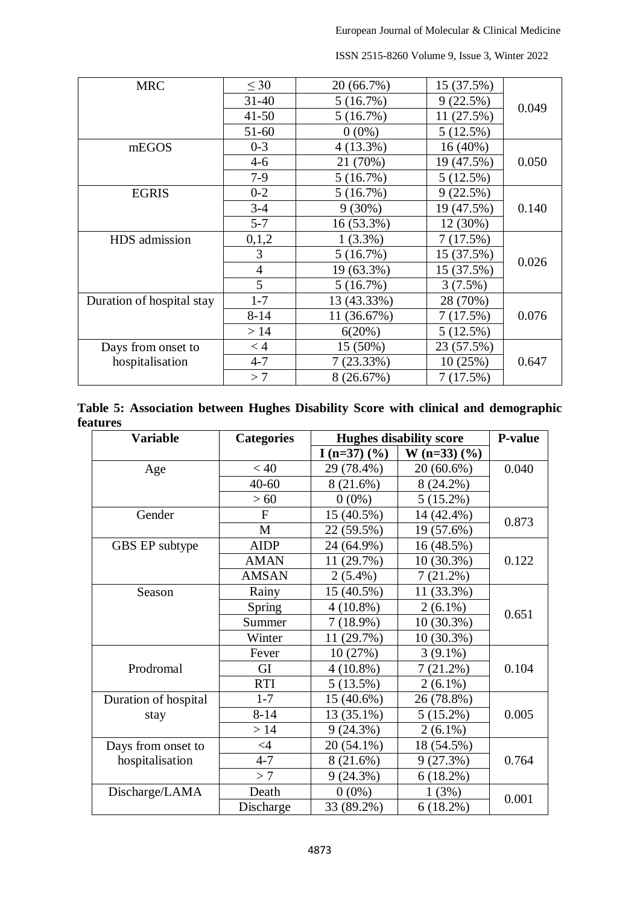| MRC | ≤ 30 | 20 (66.7%) | 15 (37.5%) | 0.049 |
|---|---|---|---|---|
| | 31-40 | 5 (16.7%) | 9 (22.5%) | |
| | 41-50 | 5 (16.7%) | 11 (27.5%) | |
| | 51-60 | 0 (0%) | 5 (12.5%) | |
| mEGOS | 0-3 | 4 (13.3%) | 16 (40%) | 0.050 |
| | 4-6 | 21 (70%) | 19 (47.5%) | |
| | 7-9 | 5 (16.7%) | 5 (12.5%) | |
| EGRIS | 0-2 | 5 (16.7%) | 9 (22.5%) | 0.140 |
| | 3-4 | 9 (30%) | 19 (47.5%) | |
| | 5-7 | 16 (53.3%) | 12 (30%) | |
| HDS admission | 0,1,2 | 1 (3.3%) | 7 (17.5%) | 0.026 |
| | 3 | 5 (16.7%) | 15 (37.5%) | |
| | 4 | 19 (63.3%) | 15 (37.5%) | |
| | 5 | 5 (16.7%) | 3 (7.5%) | |
| Duration of hospital stay | 1-7 | 13 (43.33%) | 28 (70%) | 0.076 |
| | 8-14 | 11 (36.67%) | 7 (17.5%) | |
| | > 14 | 6(20%) | 5 (12.5%) | |
| Days from onset to hospitalisation | < 4 | 15 (50%) | 23 (57.5%) | 0.647 |
| | 4-7 | 7 (23.33%) | 10 (25%) | |
| | > 7 | 8 (26.67%) | 7 (17.5%) | |

**Table 5: Association between Hughes Disability Score with clinical and demographic features**

| Variable | Categories | Hughes disability score | | P-value |
|---|---|---|---|---|
| | | I (n=37) (%) | W (n=33) (%) | |
| Age | < 40 | 29 (78.4%) | 20 (60.6%) | 0.040 |
| | 40-60 | 8 (21.6%) | 8 (24.2%) | |
| | > 60 | 0 (0%) | 5 (15.2%) | |
| Gender | F | 15 (40.5%) | 14 (42.4%) | 0.873 |
| | M | 22 (59.5%) | 19 (57.6%) | |
| GBS EP subtype | AIDP | 24 (64.9%) | 16 (48.5%) | 0.122 |
| | AMAN | 11 (29.7%) | 10 (30.3%) | |
| | AMSAN | 2 (5.4%) | 7 (21.2%) | |
| Season | Rainy | 15 (40.5%) | 11 (33.3%) | 0.651 |
| | Spring | 4 (10.8%) | 2 (6.1%) | |
| | Summer | 7 (18.9%) | 10 (30.3%) | |
| | Winter | 11 (29.7%) | 10 (30.3%) | |
| Prodromal | Fever | 10 (27%) | 3 (9.1%) | 0.104 |
| | GI | 4 (10.8%) | 7 (21.2%) | |
| | RTI | 5 (13.5%) | 2 (6.1%) | |
| Duration of hospital stay | 1-7 | 15 (40.6%) | 26 (78.8%) | 0.005 |
| | 8-14 | 13 (35.1%) | 5 (15.2%) | |
| | > 14 | 9 (24.3%) | 2 (6.1%) | |
| Days from onset to hospitalisation | <4 | 20 (54.1%) | 18 (54.5%) | 0.764 |
| | 4-7 | 8 (21.6%) | 9 (27.3%) | |
| | > 7 | 9 (24.3%) | 6 (18.2%) | |
| Discharge/LAMA | Death | 0 (0%) | 1 (3%) | 0.001 |
| | Discharge | 33 (89.2%) | 6 (18.2%) | |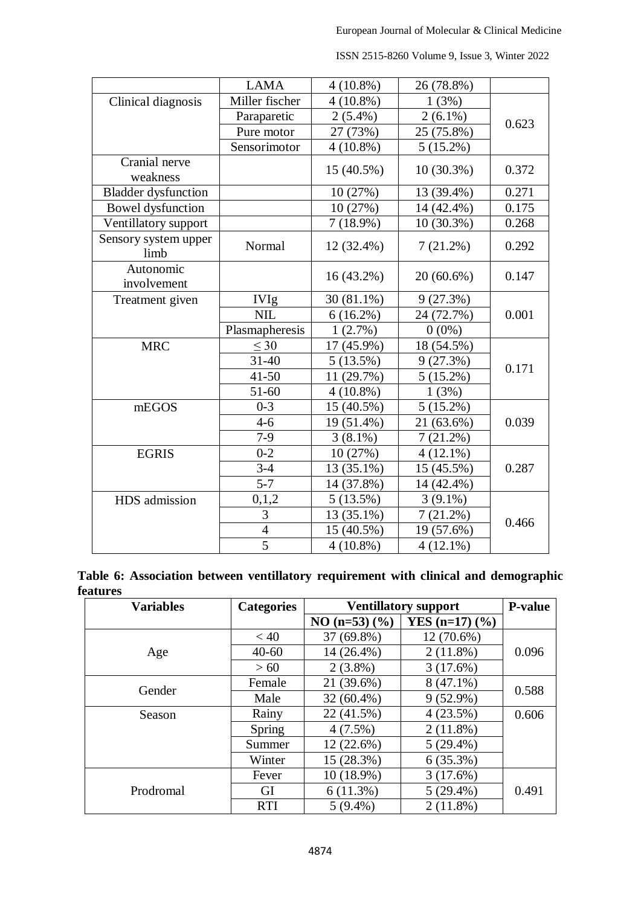|  | LAMA | 4 (10.8%) | 26 (78.8%) |  |
|---|---|---|---|---|
| Clinical diagnosis | Miller fischer | 4 (10.8%) | 1 (3%) | 0.623 |
|  | Paraparetic | 2 (5.4%) | 2 (6.1%) |  |
|  | Pure motor | 27 (73%) | 25 (75.8%) |  |
|  | Sensorimotor | 4 (10.8%) | 5 (15.2%) |  |
| Cranial nerve weakness |  | 15 (40.5%) | 10 (30.3%) | 0.372 |
| Bladder dysfunction |  | 10 (27%) | 13 (39.4%) | 0.271 |
| Bowel dysfunction |  | 10 (27%) | 14 (42.4%) | 0.175 |
| Ventillatory support |  | 7 (18.9%) | 10 (30.3%) | 0.268 |
| Sensory system upper limb | Normal | 12 (32.4%) | 7 (21.2%) | 0.292 |
| Autonomic involvement |  | 16 (43.2%) | 20 (60.6%) | 0.147 |
| Treatment given | IVIg | 30 (81.1%) | 9 (27.3%) | 0.001 |
|  | NIL | 6 (16.2%) | 24 (72.7%) |  |
|  | Plasmapheresis | 1 (2.7%) | 0 (0%) |  |
| MRC | ≤ 30 | 17 (45.9%) | 18 (54.5%) | 0.171 |
|  | 31-40 | 5 (13.5%) | 9 (27.3%) |  |
|  | 41-50 | 11 (29.7%) | 5 (15.2%) |  |
|  | 51-60 | 4 (10.8%) | 1 (3%) |  |
| mEGOS | 0-3 | 15 (40.5%) | 5 (15.2%) | 0.039 |
|  | 4-6 | 19 (51.4%) | 21 (63.6%) |  |
|  | 7-9 | 3 (8.1%) | 7 (21.2%) |  |
| EGRIS | 0-2 | 10 (27%) | 4 (12.1%) | 0.287 |
|  | 3-4 | 13 (35.1%) | 15 (45.5%) |  |
|  | 5-7 | 14 (37.8%) | 14 (42.4%) |  |
| HDS admission | 0,1,2 | 5 (13.5%) | 3 (9.1%) | 0.466 |
|  | 3 | 13 (35.1%) | 7 (21.2%) |  |
|  | 4 | 15 (40.5%) | 19 (57.6%) |  |
|  | 5 | 4 (10.8%) | 4 (12.1%) |  |

**Table 6: Association between ventillatory requirement with clinical and demographic features**

| Variables | Categories | Ventillatory support |  | P-value |
|---|---|---|---|---|
|  |  | NO (n=53) (%) | YES (n=17) (%) |  |
| Age | < 40 | 37 (69.8%) | 12 (70.6%) | 0.096 |
|  | 40-60 | 14 (26.4%) | 2 (11.8%) |  |
|  | > 60 | 2 (3.8%) | 3 (17.6%) |  |
| Gender | Female | 21 (39.6%) | 8 (47.1%) | 0.588 |
|  | Male | 32 (60.4%) | 9 (52.9%) |  |
| Season | Rainy | 22 (41.5%) | 4 (23.5%) | 0.606 |
|  | Spring | 4 (7.5%) | 2 (11.8%) |  |
|  | Summer | 12 (22.6%) | 5 (29.4%) |  |
|  | Winter | 15 (28.3%) | 6 (35.3%) |  |
| Prodromal | Fever | 10 (18.9%) | 3 (17.6%) | 0.491 |
|  | GI | 6 (11.3%) | 5 (29.4%) |  |
|  | RTI | 5 (9.4%) | 2 (11.8%) |  |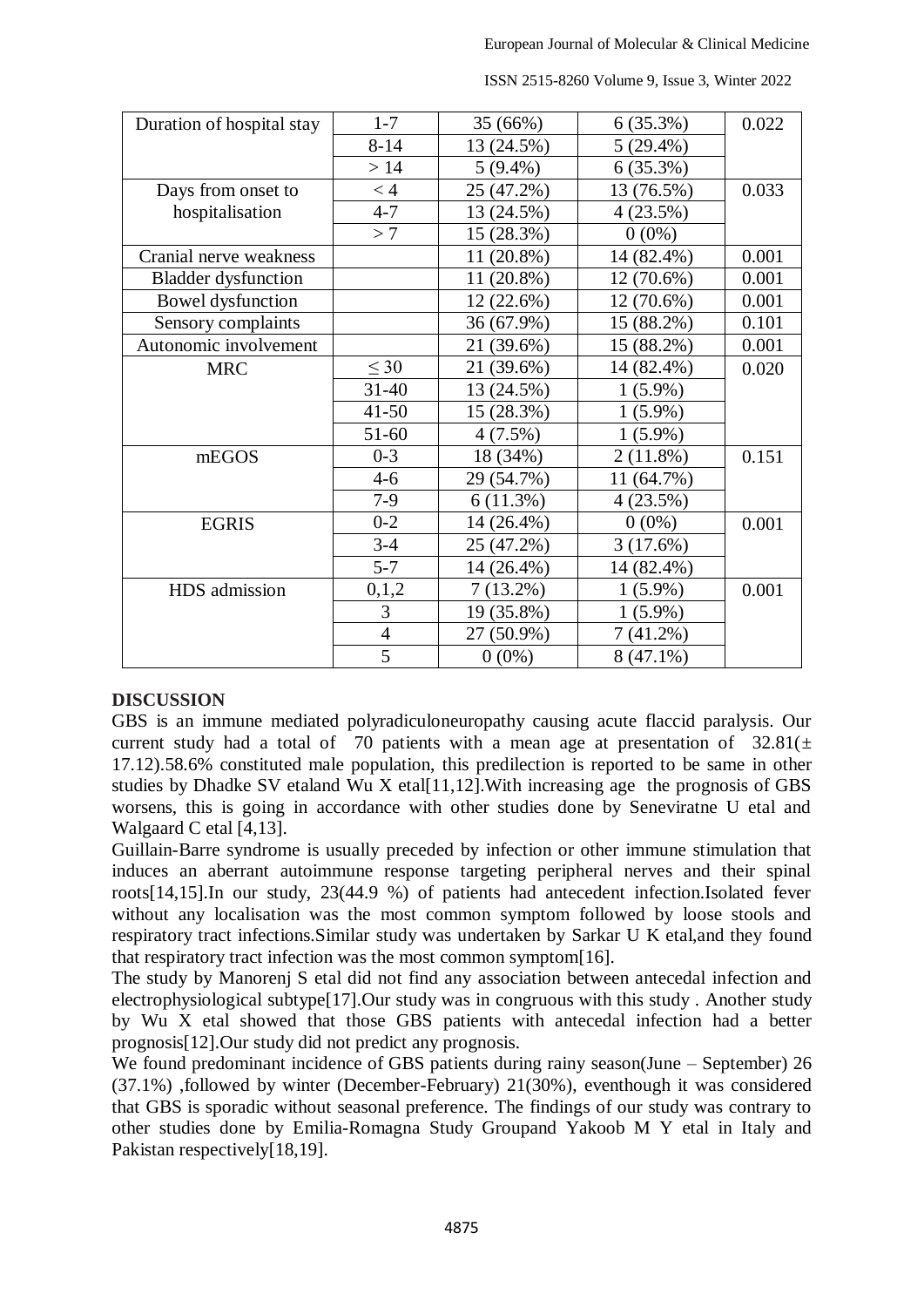| Duration of hospital stay | 1-7 | 35 (66%) | 6 (35.3%) | 0.022 |
|---|---|---|---|---|
| | 8-14 | 13 (24.5%) | 5 (29.4%) | |
| | > 14 | 5 (9.4%) | 6 (35.3%) | |
| Days from onset to hospitalisation | < 4 | 25 (47.2%) | 13 (76.5%) | 0.033 |
| | 4-7 | 13 (24.5%) | 4 (23.5%) | |
| | > 7 | 15 (28.3%) | 0 (0%) | |
| Cranial nerve weakness | | 11 (20.8%) | 14 (82.4%) | 0.001 |
| Bladder dysfunction | | 11 (20.8%) | 12 (70.6%) | 0.001 |
| Bowel dysfunction | | 12 (22.6%) | 12 (70.6%) | 0.001 |
| Sensory complaints | | 36 (67.9%) | 15 (88.2%) | 0.101 |
| Autonomic involvement | | 21 (39.6%) | 15 (88.2%) | 0.001 |
| MRC | ≤ 30 | 21 (39.6%) | 14 (82.4%) | 0.020 |
| | 31-40 | 13 (24.5%) | 1 (5.9%) | |
| | 41-50 | 15 (28.3%) | 1 (5.9%) | |
| | 51-60 | 4 (7.5%) | 1 (5.9%) | |
| mEGOS | 0-3 | 18 (34%) | 2 (11.8%) | 0.151 |
| | 4-6 | 29 (54.7%) | 11 (64.7%) | |
| | 7-9 | 6 (11.3%) | 4 (23.5%) | |
| EGRIS | 0-2 | 14 (26.4%) | 0 (0%) | 0.001 |
| | 3-4 | 25 (47.2%) | 3 (17.6%) | |
| | 5-7 | 14 (26.4%) | 14 (82.4%) | |
| HDS admission | 0,1,2 | 7 (13.2%) | 1 (5.9%) | 0.001 |
| | 3 | 19 (35.8%) | 1 (5.9%) | |
| | 4 | 27 (50.9%) | 7 (41.2%) | |
| | 5 | 0 (0%) | 8 (47.1%) | |

## DISCUSSION

GBS is an immune mediated polyradiculoneuropathy causing acute flaccid paralysis. Our current study had a total of 70 patients with a mean age at presentation of 32.81(± 17.12).58.6% constituted male population, this predilection is reported to be same in other studies by Dhadke SV etaland Wu X etal[11,12].With increasing age the prognosis of GBS worsens, this is going in accordance with other studies done by Seneviratne U etal and Walgaard C etal [4,13].

Guillain-Barre syndrome is usually preceded by infection or other immune stimulation that induces an aberrant autoimmune response targeting peripheral nerves and their spinal roots[14,15].In our study, 23(44.9 %) of patients had antecedent infection.Isolated fever without any localisation was the most common symptom followed by loose stools and respiratory tract infections.Similar study was undertaken by Sarkar U K etal,and they found that respiratory tract infection was the most common symptom[16].

The study by Manorenj S etal did not find any association between antecedal infection and electrophysiological subtype[17].Our study was in congruous with this study . Another study by Wu X etal showed that those GBS patients with antecedal infection had a better prognosis[12].Our study did not predict any prognosis.

We found predominant incidence of GBS patients during rainy season(June – September) 26 (37.1%) ,followed by winter (December-February) 21(30%), eventhough it was considered that GBS is sporadic without seasonal preference. The findings of our study was contrary to other studies done by Emilia-Romagna Study Groupand Yakoob M Y etal in Italy and Pakistan respectively[18,19].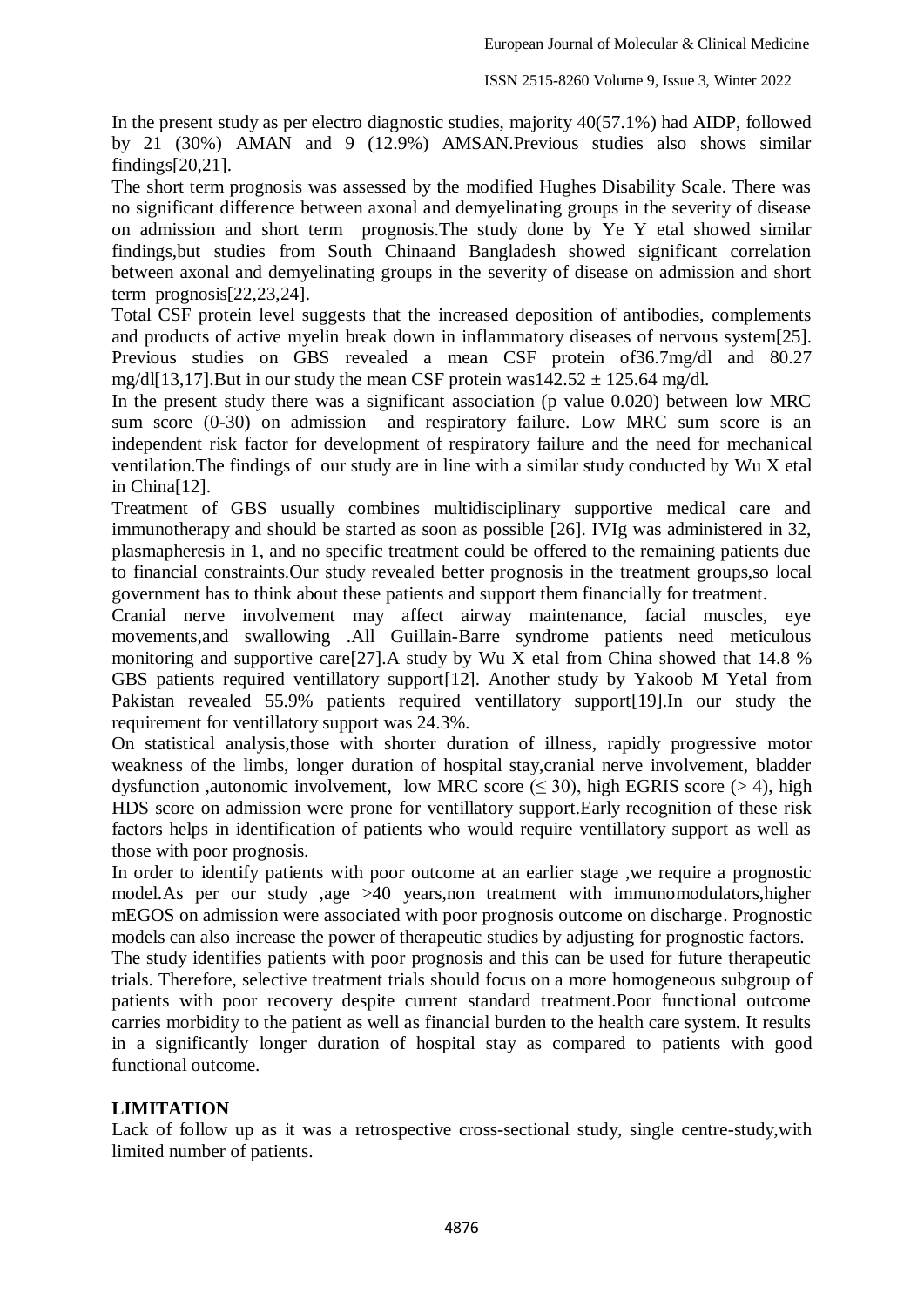In the present study as per electro diagnostic studies, majority 40(57.1%) had AIDP, followed by 21 (30%) AMAN and 9 (12.9%) AMSAN.Previous studies also shows similar findings[20,21].

The short term prognosis was assessed by the modified Hughes Disability Scale. There was no significant difference between axonal and demyelinating groups in the severity of disease on admission and short term prognosis.The study done by Ye Y etal showed similar findings,but studies from South Chinaand Bangladesh showed significant correlation between axonal and demyelinating groups in the severity of disease on admission and short term prognosis[22,23,24].

Total CSF protein level suggests that the increased deposition of antibodies, complements and products of active myelin break down in inflammatory diseases of nervous system[25]. Previous studies on GBS revealed a mean CSF protein of36.7mg/dl and 80.27 mg/dl[13,17].But in our study the mean CSF protein was142.52 ± 125.64 mg/dl.

In the present study there was a significant association (p value 0.020) between low MRC sum score (0-30) on admission and respiratory failure. Low MRC sum score is an independent risk factor for development of respiratory failure and the need for mechanical ventilation.The findings of our study are in line with a similar study conducted by Wu X etal in China[12].

Treatment of GBS usually combines multidisciplinary supportive medical care and immunotherapy and should be started as soon as possible [26]. IVIg was administered in 32, plasmapheresis in 1, and no specific treatment could be offered to the remaining patients due to financial constraints.Our study revealed better prognosis in the treatment groups,so local government has to think about these patients and support them financially for treatment.

Cranial nerve involvement may affect airway maintenance, facial muscles, eye movements,and swallowing .All Guillain-Barre syndrome patients need meticulous monitoring and supportive care[27].A study by Wu X etal from China showed that 14.8 % GBS patients required ventillatory support[12]. Another study by Yakoob M Yetal from Pakistan revealed 55.9% patients required ventillatory support[19].In our study the requirement for ventillatory support was 24.3%.

On statistical analysis,those with shorter duration of illness, rapidly progressive motor weakness of the limbs, longer duration of hospital stay,cranial nerve involvement, bladder dysfunction ,autonomic involvement, low MRC score ($\leq 30$), high EGRIS score ($> 4$), high HDS score on admission were prone for ventillatory support.Early recognition of these risk factors helps in identification of patients who would require ventillatory support as well as those with poor prognosis.

In order to identify patients with poor outcome at an earlier stage ,we require a prognostic model.As per our study ,age >40 years,non treatment with immunomodulators,higher mEGOS on admission were associated with poor prognosis outcome on discharge. Prognostic models can also increase the power of therapeutic studies by adjusting for prognostic factors.

The study identifies patients with poor prognosis and this can be used for future therapeutic trials. Therefore, selective treatment trials should focus on a more homogeneous subgroup of patients with poor recovery despite current standard treatment.Poor functional outcome carries morbidity to the patient as well as financial burden to the health care system. It results in a significantly longer duration of hospital stay as compared to patients with good functional outcome.

## LIMITATION

Lack of follow up as it was a retrospective cross-sectional study, single centre-study,with limited number of patients.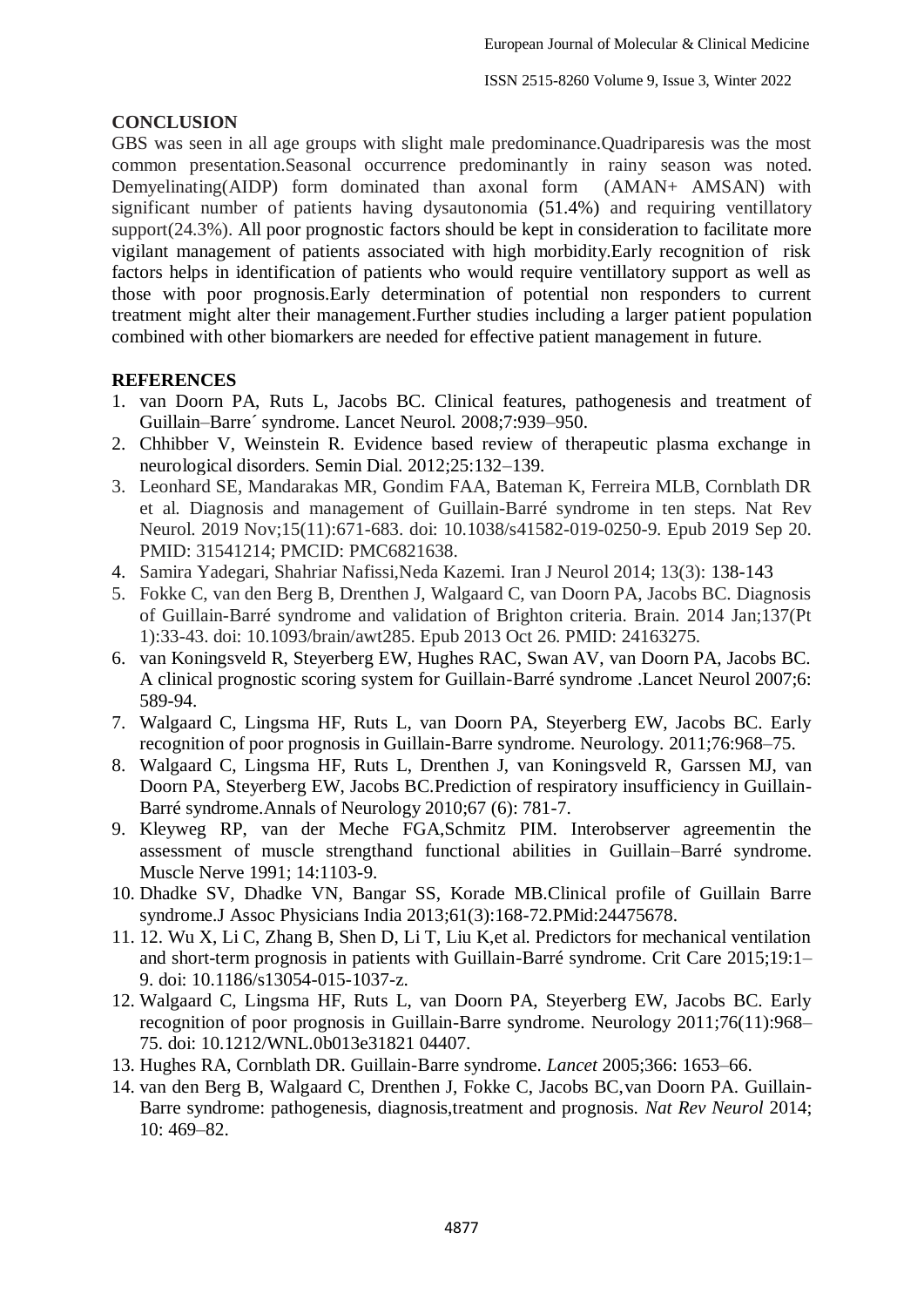## CONCLUSION

GBS was seen in all age groups with slight male predominance.Quadriparesis was the most common presentation.Seasonal occurrence predominantly in rainy season was noted. Demyelinating(AIDP) form dominated than axonal form (AMAN+ AMSAN) with significant number of patients having dysautonomia (51.4%) and requiring ventillatory support(24.3%). All poor prognostic factors should be kept in consideration to facilitate more vigilant management of patients associated with high morbidity.Early recognition of risk factors helps in identification of patients who would require ventillatory support as well as those with poor prognosis.Early determination of potential non responders to current treatment might alter their management.Further studies including a larger patient population combined with other biomarkers are needed for effective patient management in future.

## REFERENCES

1. van Doorn PA, Ruts L, Jacobs BC. Clinical features, pathogenesis and treatment of Guillain–Barre´ syndrome. Lancet Neurol. 2008;7:939–950.
2. Chhibber V, Weinstein R. Evidence based review of therapeutic plasma exchange in neurological disorders. Semin Dial. 2012;25:132–139.
3. Leonhard SE, Mandarakas MR, Gondim FAA, Bateman K, Ferreira MLB, Cornblath DR et al. Diagnosis and management of Guillain-Barré syndrome in ten steps. Nat Rev Neurol. 2019 Nov;15(11):671-683. doi: 10.1038/s41582-019-0250-9. Epub 2019 Sep 20. PMID: 31541214; PMCID: PMC6821638.
4. Samira Yadegari, Shahriar Nafissi,Neda Kazemi. Iran J Neurol 2014; 13(3): 138-143
5. Fokke C, van den Berg B, Drenthen J, Walgaard C, van Doorn PA, Jacobs BC. Diagnosis of Guillain-Barré syndrome and validation of Brighton criteria. Brain. 2014 Jan;137(Pt 1):33-43. doi: 10.1093/brain/awt285. Epub 2013 Oct 26. PMID: 24163275.
6. van Koningsveld R, Steyerberg EW, Hughes RAC, Swan AV, van Doorn PA, Jacobs BC. A clinical prognostic scoring system for Guillain-Barré syndrome .Lancet Neurol 2007;6: 589-94.
7. Walgaard C, Lingsma HF, Ruts L, van Doorn PA, Steyerberg EW, Jacobs BC. Early recognition of poor prognosis in Guillain-Barre syndrome. Neurology. 2011;76:968–75.
8. Walgaard C, Lingsma HF, Ruts L, Drenthen J, van Koningsveld R, Garssen MJ, van Doorn PA, Steyerberg EW, Jacobs BC.Prediction of respiratory insufficiency in Guillain-Barré syndrome.Annals of Neurology 2010;67 (6): 781-7.
9. Kleyweg RP, van der Meche FGA,Schmitz PIM. Interobserver agreementin the assessment of muscle strengthand functional abilities in Guillain–Barré syndrome. Muscle Nerve 1991; 14:1103-9.
10. Dhadke SV, Dhadke VN, Bangar SS, Korade MB.Clinical profile of Guillain Barre syndrome.J Assoc Physicians India 2013;61(3):168-72.PMid:24475678.
11. 12. Wu X, Li C, Zhang B, Shen D, Li T, Liu K,et al. Predictors for mechanical ventilation and short-term prognosis in patients with Guillain-Barré syndrome. Crit Care 2015;19:1–9. doi: 10.1186/s13054-015-1037-z.
12. Walgaard C, Lingsma HF, Ruts L, van Doorn PA, Steyerberg EW, Jacobs BC. Early recognition of poor prognosis in Guillain-Barre syndrome. Neurology 2011;76(11):968–75. doi: 10.1212/WNL.0b013e31821 04407.
13. Hughes RA, Cornblath DR. Guillain-Barre syndrome. *Lancet* 2005;366: 1653–66.
14. van den Berg B, Walgaard C, Drenthen J, Fokke C, Jacobs BC,van Doorn PA. Guillain-Barre syndrome: pathogenesis, diagnosis,treatment and prognosis. *Nat Rev Neurol* 2014; 10: 469–82.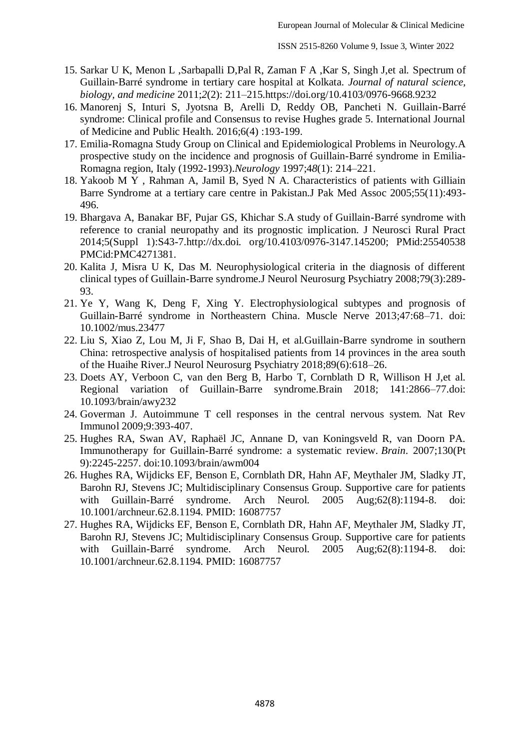15. Sarkar U K, Menon L ,Sarbapalli D,Pal R, Zaman F A ,Kar S, Singh J,et al. Spectrum of Guillain-Barré syndrome in tertiary care hospital at Kolkata. *Journal of natural science, biology, and medicine* 2011;*2*(2): 211–215.https://doi.org/10.4103/0976-9668.9232
16. Manorenj S, Inturi S, Jyotsna B, Arelli D, Reddy OB, Pancheti N. Guillain-Barré syndrome: Clinical profile and Consensus to revise Hughes grade 5. International Journal of Medicine and Public Health. 2016;6(4) :193-199.
17. Emilia-Romagna Study Group on Clinical and Epidemiological Problems in Neurology.A prospective study on the incidence and prognosis of Guillain-Barré syndrome in Emilia-Romagna region, Italy (1992-1993).*Neurology* 1997;4*8*(1): 214–221.
18. Yakoob M Y , Rahman A, Jamil B, Syed N A. Characteristics of patients with Gilliain Barre Syndrome at a tertiary care centre in Pakistan.J Pak Med Assoc 2005;55(11):493-496.
19. Bhargava A, Banakar BF, Pujar GS, Khichar S.A study of Guillain-Barré syndrome with reference to cranial neuropathy and its prognostic implication. J Neurosci Rural Pract 2014;5(Suppl 1):S43-7.http://dx.doi. org/10.4103/0976-3147.145200; PMid:25540538 PMCid:PMC4271381.
20. Kalita J, Misra U K, Das M. Neurophysiological criteria in the diagnosis of different clinical types of Guillain-Barre syndrome.J Neurol Neurosurg Psychiatry 2008;79(3):289-93.
21. Ye Y, Wang K, Deng F, Xing Y. Electrophysiological subtypes and prognosis of Guillain-Barré syndrome in Northeastern China. Muscle Nerve 2013;47:68–71. doi: 10.1002/mus.23477
22. Liu S, Xiao Z, Lou M, Ji F, Shao B, Dai H, et al.Guillain-Barre syndrome in southern China: retrospective analysis of hospitalised patients from 14 provinces in the area south of the Huaihe River.J Neurol Neurosurg Psychiatry 2018;89(6):618–26.
23. Doets AY, Verboon C, van den Berg B, Harbo T, Cornblath D R, Willison H J,et al. Regional variation of Guillain-Barre syndrome.Brain 2018; 141:2866–77.doi: 10.1093/brain/awy232
24. Goverman J. Autoimmune T cell responses in the central nervous system. Nat Rev Immunol 2009;9:393-407.
25. Hughes RA, Swan AV, Raphaël JC, Annane D, van Koningsveld R, van Doorn PA. Immunotherapy for Guillain-Barré syndrome: a systematic review. *Brain*. 2007;130(Pt 9):2245-2257. doi:10.1093/brain/awm004
26. Hughes RA, Wijdicks EF, Benson E, Cornblath DR, Hahn AF, Meythaler JM, Sladky JT, Barohn RJ, Stevens JC; Multidisciplinary Consensus Group. Supportive care for patients with Guillain-Barré syndrome. Arch Neurol. 2005 Aug;62(8):1194-8. doi: 10.1001/archneur.62.8.1194. PMID: 16087757
27. Hughes RA, Wijdicks EF, Benson E, Cornblath DR, Hahn AF, Meythaler JM, Sladky JT, Barohn RJ, Stevens JC; Multidisciplinary Consensus Group. Supportive care for patients with Guillain-Barré syndrome. Arch Neurol. 2005 Aug;62(8):1194-8. doi: 10.1001/archneur.62.8.1194. PMID: 16087757